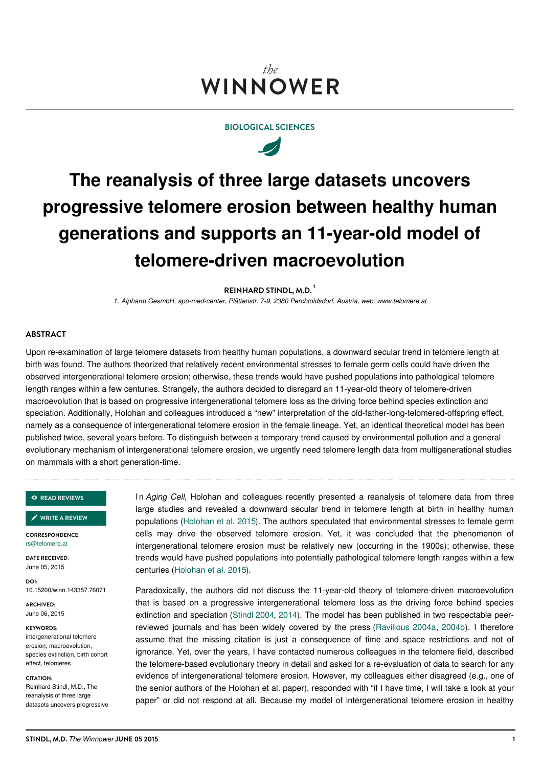*the*
**WINNOWER**

BIOLOGICAL SCIENCES

# The reanalysis of three large datasets uncovers progressive telomere erosion between healthy human generations and supports an 11-year-old model of telomere-driven macroevolution

**REINHARD STINDL, M.D.** [1]

*1. Alpharm GesmbH, apo-med-center, Plättenstr. 7-9, 2380 Perchtoldsdorf, Austria, web: www.telomere.at*

## ABSTRACT

Upon re-examination of large telomere datasets from healthy human populations, a downward secular trend in telomere length at birth was found. The authors theorized that relatively recent environmental stresses to female germ cells could have driven the observed intergenerational telomere erosion; otherwise, these trends would have pushed populations into pathological telomere length ranges within a few centuries. Strangely, the authors decided to disregard an 11-year-old theory of telomere-driven macroevolution that is based on progressive intergenerational telomere loss as the driving force behind species extinction and speciation. Additionally, Holohan and colleagues introduced a "new" interpretation of the old-father-long-telomered-offspring effect, namely as a consequence of intergenerational telomere erosion in the female lineage. Yet, an identical theoretical model has been published twice, several years before. To distinguish between a temporary trend caused by environmental pollution and a general evolutionary mechanism of intergenerational telomere erosion, we urgently need telomere length data from multigenerational studies on mammals with a short generation-time.

READ REVIEWS

WRITE A REVIEW

**CORRESPONDENCE:**
rs@telomere.at

**DATE RECEIVED:**
June 05, 2015

**DOI:**
10.15200/winn.143357.76071

**ARCHIVED:**
June 06, 2015

**KEYWORDS:**
intergenerational telomere erosion, macroevolution, species extinction, birth cohort effect, telomeres

**CITATION:**
Reinhard Stindl, M.D., The reanalysis of three large datasets uncovers progressive

In *Aging Cell*, Holohan and colleagues recently presented a reanalysis of telomere data from three large studies and revealed a downward secular trend in telomere length at birth in healthy human populations (Holohan et al. 2015). The authors speculated that environmental stresses to female germ cells may drive the observed telomere erosion. Yet, it was concluded that the phenomenon of intergenerational telomere erosion must be relatively new (occurring in the 1900s); otherwise, these trends would have pushed populations into potentially pathological telomere length ranges within a few centuries (Holohan et al. 2015).

Paradoxically, the authors did not discuss the 11-year-old theory of telomere-driven macroevolution that is based on a progressive intergenerational telomere loss as the driving force behind species extinction and speciation (Stindl 2004, 2014). The model has been published in two respectable peer-reviewed journals and has been widely covered by the press (Ravilious 2004a, 2004b). I therefore assume that the missing citation is just a consequence of time and space restrictions and not of ignorance. Yet, over the years, I have contacted numerous colleagues in the telomere field, described the telomere-based evolutionary theory in detail and asked for a re-evaluation of data to search for any evidence of intergenerational telomere erosion. However, my colleagues either disagreed (e.g., one of the senior authors of the Holohan et al. paper), responded with "if I have time, I will take a look at your paper" or did not respond at all. Because my model of intergenerational telomere erosion in healthy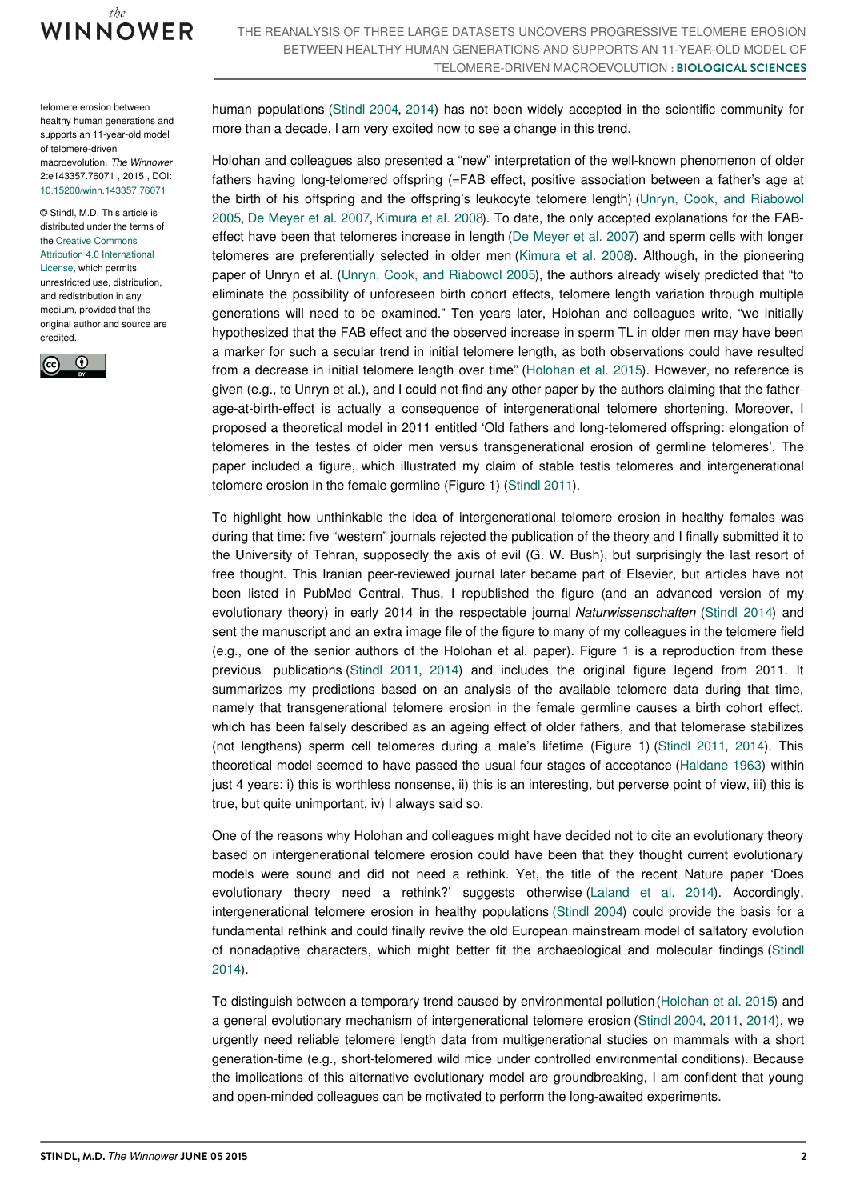human populations (Stindl 2004, 2014) has not been widely accepted in the scientific community for more than a decade, I am very excited now to see a change in this trend.

Holohan and colleagues also presented a "new" interpretation of the well-known phenomenon of older fathers having long-telomered offspring (=FAB effect, positive association between a father's age at the birth of his offspring and the offspring's leukocyte telomere length) (Unryn, Cook, and Riabowol 2005, De Meyer et al. 2007, Kimura et al. 2008). To date, the only accepted explanations for the FAB-effect have been that telomeres increase in length (De Meyer et al. 2007) and sperm cells with longer telomeres are preferentially selected in older men (Kimura et al. 2008). Although, in the pioneering paper of Unryn et al. (Unryn, Cook, and Riabowol 2005), the authors already wisely predicted that "to eliminate the possibility of unforeseen birth cohort effects, telomere length variation through multiple generations will need to be examined." Ten years later, Holohan and colleagues write, "we initially hypothesized that the FAB effect and the observed increase in sperm TL in older men may have been a marker for such a secular trend in initial telomere length, as both observations could have resulted from a decrease in initial telomere length over time" (Holohan et al. 2015). However, no reference is given (e.g., to Unryn et al.), and I could not find any other paper by the authors claiming that the father-age-at-birth-effect is actually a consequence of intergenerational telomere shortening. Moreover, I proposed a theoretical model in 2011 entitled 'Old fathers and long-telomered offspring: elongation of telomeres in the testes of older men versus transgenerational erosion of germline telomeres'. The paper included a figure, which illustrated my claim of stable testis telomeres and intergenerational telomere erosion in the female germline (Figure 1) (Stindl 2011).

To highlight how unthinkable the idea of intergenerational telomere erosion in healthy females was during that time: five "western" journals rejected the publication of the theory and I finally submitted it to the University of Tehran, supposedly the axis of evil (G. W. Bush), but surprisingly the last resort of free thought. This Iranian peer-reviewed journal later became part of Elsevier, but articles have not been listed in PubMed Central. Thus, I republished the figure (and an advanced version of my evolutionary theory) in early 2014 in the respectable journal *Naturwissenschaften* (Stindl 2014) and sent the manuscript and an extra image file of the figure to many of my colleagues in the telomere field (e.g., one of the senior authors of the Holohan et al. paper). Figure 1 is a reproduction from these previous publications (Stindl 2011, 2014) and includes the original figure legend from 2011. It summarizes my predictions based on an analysis of the available telomere data during that time, namely that transgenerational telomere erosion in the female germline causes a birth cohort effect, which has been falsely described as an ageing effect of older fathers, and that telomerase stabilizes (not lengthens) sperm cell telomeres during a male's lifetime (Figure 1) (Stindl 2011, 2014). This theoretical model seemed to have passed the usual four stages of acceptance (Haldane 1963) within just 4 years: i) this is worthless nonsense, ii) this is an interesting, but perverse point of view, iii) this is true, but quite unimportant, iv) I always said so.

One of the reasons why Holohan and colleagues might have decided not to cite an evolutionary theory based on intergenerational telomere erosion could have been that they thought current evolutionary models were sound and did not need a rethink. Yet, the title of the recent Nature paper 'Does evolutionary theory need a rethink?' suggests otherwise (Laland et al. 2014). Accordingly, intergenerational telomere erosion in healthy populations (Stindl 2004) could provide the basis for a fundamental rethink and could finally revive the old European mainstream model of saltatory evolution of nonadaptive characters, which might better fit the archaeological and molecular findings (Stindl 2014).

To distinguish between a temporary trend caused by environmental pollution (Holohan et al. 2015) and a general evolutionary mechanism of intergenerational telomere erosion (Stindl 2004, 2011, 2014), we urgently need reliable telomere length data from multigenerational studies on mammals with a short generation-time (e.g., short-telomered wild mice under controlled environmental conditions). Because the implications of this alternative evolutionary model are groundbreaking, I am confident that young and open-minded colleagues can be motivated to perform the long-awaited experiments.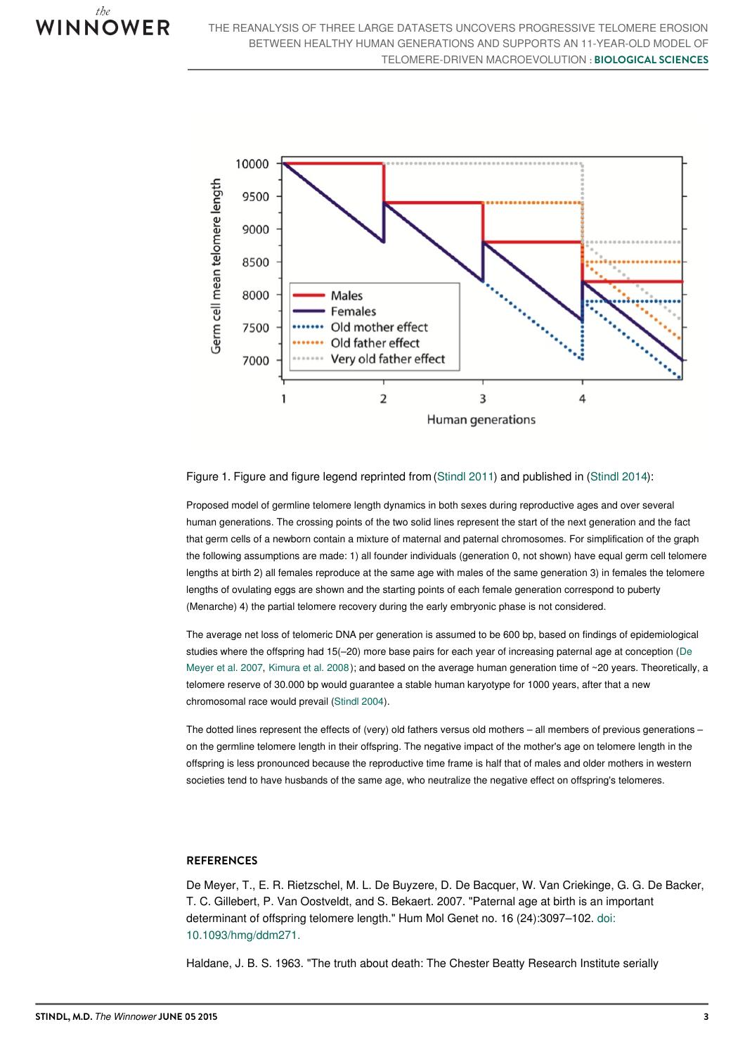Figure 1. Figure and figure legend reprinted from (Stindl 2011) and published in (Stindl 2014):

Proposed model of germline telomere length dynamics in both sexes during reproductive ages and over several human generations. The crossing points of the two solid lines represent the start of the next generation and the fact that germ cells of a newborn contain a mixture of maternal and paternal chromosomes. For simplification of the graph the following assumptions are made: 1) all founder individuals (generation 0, not shown) have equal germ cell telomere lengths at birth 2) all females reproduce at the same age with males of the same generation 3) in females the telomere lengths of ovulating eggs are shown and the starting points of each female generation correspond to puberty (Menarche) 4) the partial telomere recovery during the early embryonic phase is not considered.

The average net loss of telomeric DNA per generation is assumed to be 600 bp, based on findings of epidemiological studies where the offspring had 15(–20) more base pairs for each year of increasing paternal age at conception (De Meyer et al. 2007, Kimura et al. 2008); and based on the average human generation time of ~20 years. Theoretically, a telomere reserve of 30.000 bp would guarantee a stable human karyotype for 1000 years, after that a new chromosomal race would prevail (Stindl 2004).

The dotted lines represent the effects of (very) old fathers versus old mothers – all members of previous generations – on the germline telomere length in their offspring. The negative impact of the mother's age on telomere length in the offspring is less pronounced because the reproductive time frame is half that of males and older mothers in western societies tend to have husbands of the same age, who neutralize the negative effect on offspring's telomeres.

## REFERENCES

De Meyer, T., E. R. Rietzschel, M. L. De Buyzere, D. De Bacquer, W. Van Criekinge, G. G. De Backer, T. C. Gillebert, P. Van Oostveldt, and S. Bekaert. 2007. "Paternal age at birth is an important determinant of offspring telomere length." Hum Mol Genet no. 16 (24):3097–102. doi: 10.1093/hmg/ddm271.

Haldane, J. B. S. 1963. "The truth about death: The Chester Beatty Research Institute serially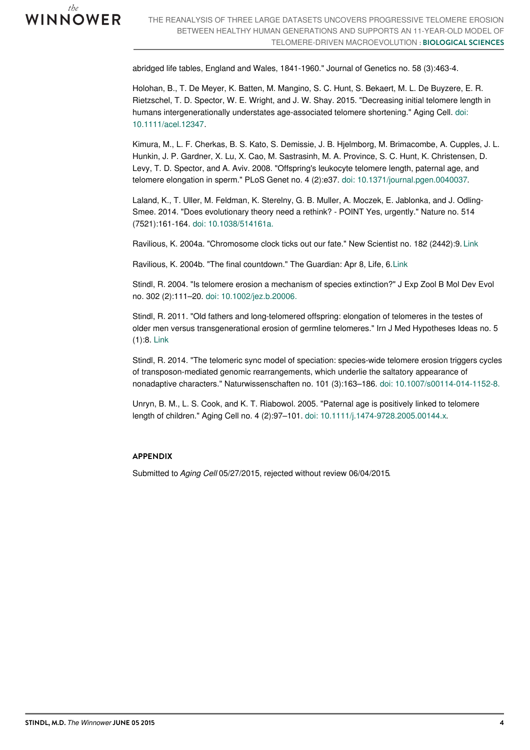abridged life tables, England and Wales, 1841-1960." Journal of Genetics no. 58 (3):463-4.

Holohan, B., T. De Meyer, K. Batten, M. Mangino, S. C. Hunt, S. Bekaert, M. L. De Buyzere, E. R. Rietzschel, T. D. Spector, W. E. Wright, and J. W. Shay. 2015. "Decreasing initial telomere length in humans intergenerationally understates age-associated telomere shortening." Aging Cell. doi: 10.1111/acel.12347.

Kimura, M., L. F. Cherkas, B. S. Kato, S. Demissie, J. B. Hjelmborg, M. Brimacombe, A. Cupples, J. L. Hunkin, J. P. Gardner, X. Lu, X. Cao, M. Sastrasinh, M. A. Province, S. C. Hunt, K. Christensen, D. Levy, T. D. Spector, and A. Aviv. 2008. "Offspring's leukocyte telomere length, paternal age, and telomere elongation in sperm." PLoS Genet no. 4 (2):e37. doi: 10.1371/journal.pgen.0040037.

Laland, K., T. Uller, M. Feldman, K. Sterelny, G. B. Muller, A. Moczek, E. Jablonka, and J. Odling-Smee. 2014. "Does evolutionary theory need a rethink? - POINT Yes, urgently." Nature no. 514 (7521):161-164. doi: 10.1038/514161a.

Ravilious, K. 2004a. "Chromosome clock ticks out our fate." New Scientist no. 182 (2442):9. Link

Ravilious, K. 2004b. "The final countdown." The Guardian: Apr 8, Life, 6. Link

Stindl, R. 2004. "Is telomere erosion a mechanism of species extinction?" J Exp Zool B Mol Dev Evol no. 302 (2):111–20. doi: 10.1002/jez.b.20006.

Stindl, R. 2011. "Old fathers and long-telomered offspring: elongation of telomeres in the testes of older men versus transgenerational erosion of germline telomeres." Irn J Med Hypotheses Ideas no. 5 (1):8. Link

Stindl, R. 2014. "The telomeric sync model of speciation: species-wide telomere erosion triggers cycles of transposon-mediated genomic rearrangements, which underlie the saltatory appearance of nonadaptive characters." Naturwissenschaften no. 101 (3):163–186. doi: 10.1007/s00114-014-1152-8.

Unryn, B. M., L. S. Cook, and K. T. Riabowol. 2005. "Paternal age is positively linked to telomere length of children." Aging Cell no. 4 (2):97–101. doi: 10.1111/j.1474-9728.2005.00144.x.

## APPENDIX

Submitted to *Aging Cell* 05/27/2015, rejected without review 06/04/2015.